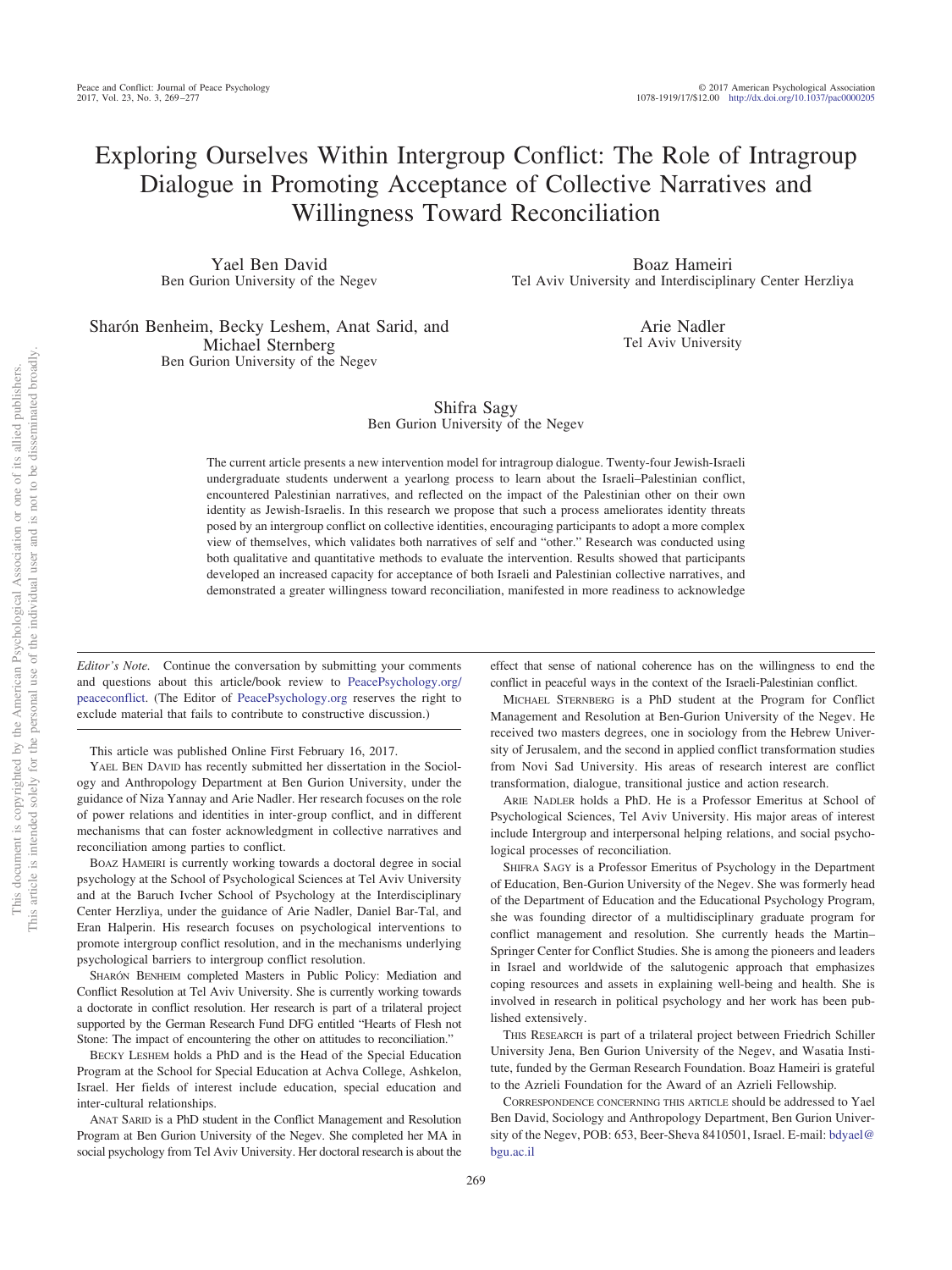# Exploring Ourselves Within Intergroup Conflict: The Role of Intragroup Dialogue in Promoting Acceptance of Collective Narratives and Willingness Toward Reconciliation

Yael Ben David
Ben Gurion University of the Negev

Boaz Hameiri
Tel Aviv University and Interdisciplinary Center Herzliya

Sharón Benheim, Becky Leshem, Anat Sarid, and Michael Sternberg
Ben Gurion University of the Negev

Arie Nadler
Tel Aviv University

Shifra Sagy
Ben Gurion University of the Negev

The current article presents a new intervention model for intragroup dialogue. Twenty-four Jewish-Israeli undergraduate students underwent a yearlong process to learn about the Israeli–Palestinian conflict, encountered Palestinian narratives, and reflected on the impact of the Palestinian other on their own identity as Jewish-Israelis. In this research we propose that such a process ameliorates identity threats posed by an intergroup conflict on collective identities, encouraging participants to adopt a more complex view of themselves, which validates both narratives of self and "other." Research was conducted using both qualitative and quantitative methods to evaluate the intervention. Results showed that participants developed an increased capacity for acceptance of both Israeli and Palestinian collective narratives, and demonstrated a greater willingness toward reconciliation, manifested in more readiness to acknowledge

*Editor's Note.* Continue the conversation by submitting your comments and questions about this article/book review to PeacePsychology.org/peaceconflict. (The Editor of PeacePsychology.org reserves the right to exclude material that fails to contribute to constructive discussion.)

This article was published Online First February 16, 2017.

Yael Ben David has recently submitted her dissertation in the Sociology and Anthropology Department at Ben Gurion University, under the guidance of Niza Yannay and Arie Nadler. Her research focuses on the role of power relations and identities in inter-group conflict, and in different mechanisms that can foster acknowledgment in collective narratives and reconciliation among parties to conflict.

Boaz Hameiri is currently working towards a doctoral degree in social psychology at the School of Psychological Sciences at Tel Aviv University and at the Baruch Ivcher School of Psychology at the Interdisciplinary Center Herzliya, under the guidance of Arie Nadler, Daniel Bar-Tal, and Eran Halperin. His research focuses on psychological interventions to promote intergroup conflict resolution, and in the mechanisms underlying psychological barriers to intergroup conflict resolution.

Sharón Benheim completed Masters in Public Policy: Mediation and Conflict Resolution at Tel Aviv University. She is currently working towards a doctorate in conflict resolution. Her research is part of a trilateral project supported by the German Research Fund DFG entitled "Hearts of Flesh not Stone: The impact of encountering the other on attitudes to reconciliation."

Becky Leshem holds a PhD and is the Head of the Special Education Program at the School for Special Education at Achva College, Ashkelon, Israel. Her fields of interest include education, special education and inter-cultural relationships.

Anat Sarid is a PhD student in the Conflict Management and Resolution Program at Ben Gurion University of the Negev. She completed her MA in social psychology from Tel Aviv University. Her doctoral research is about the effect that sense of national coherence has on the willingness to end the conflict in peaceful ways in the context of the Israeli-Palestinian conflict.

Michael Sternberg is a PhD student at the Program for Conflict Management and Resolution at Ben-Gurion University of the Negev. He received two masters degrees, one in sociology from the Hebrew University of Jerusalem, and the second in applied conflict transformation studies from Novi Sad University. His areas of research interest are conflict transformation, dialogue, transitional justice and action research.

Arie Nadler holds a PhD. He is a Professor Emeritus at School of Psychological Sciences, Tel Aviv University. His major areas of interest include Intergroup and interpersonal helping relations, and social psychological processes of reconciliation.

Shifra Sagy is a Professor Emeritus of Psychology in the Department of Education, Ben-Gurion University of the Negev. She was formerly head of the Department of Education and the Educational Psychology Program, she was founding director of a multidisciplinary graduate program for conflict management and resolution. She currently heads the Martin–Springer Center for Conflict Studies. She is among the pioneers and leaders in Israel and worldwide of the salutogenic approach that emphasizes coping resources and assets in explaining well-being and health. She is involved in research in political psychology and her work has been published extensively.

This research is part of a trilateral project between Friedrich Schiller University Jena, Ben Gurion University of the Negev, and Wasatia Institute, funded by the German Research Foundation. Boaz Hameiri is grateful to the Azrieli Foundation for the Award of an Azrieli Fellowship.

Correspondence concerning this article should be addressed to Yael Ben David, Sociology and Anthropology Department, Ben Gurion University of the Negev, POB: 653, Beer-Sheva 8410501, Israel. E-mail: bdyael@bgu.ac.il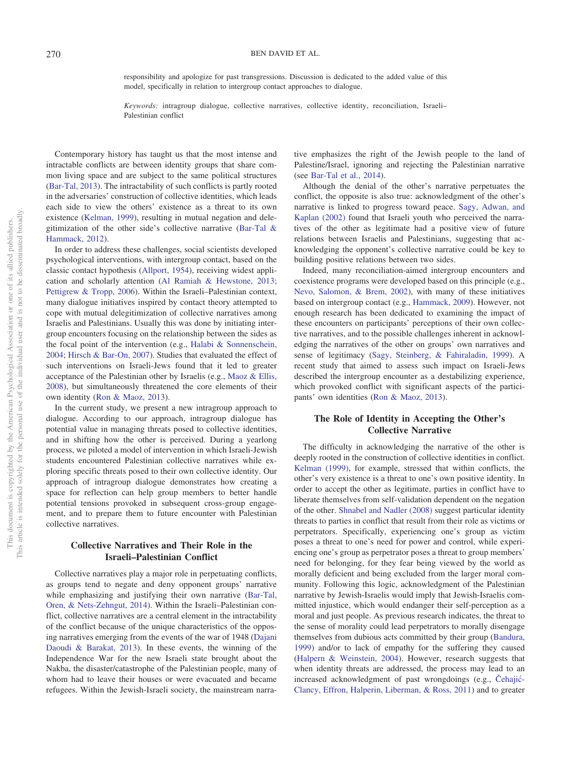responsibility and apologize for past transgressions. Discussion is dedicated to the added value of this model, specifically in relation to intergroup contact approaches to dialogue.

*Keywords:* intragroup dialogue, collective narratives, collective identity, reconciliation, Israeli–Palestinian conflict

Contemporary history has taught us that the most intense and intractable conflicts are between identity groups that share common living space and are subject to the same political structures (Bar-Tal, 2013). The intractability of such conflicts is partly rooted in the adversaries' construction of collective identities, which leads each side to view the others' existence as a threat to its own existence (Kelman, 1999), resulting in mutual negation and delegitimization of the other side's collective narrative (Bar-Tal & Hammack, 2012).

In order to address these challenges, social scientists developed psychological interventions, with intergroup contact, based on the classic contact hypothesis (Allport, 1954), receiving widest application and scholarly attention (Al Ramiah & Hewstone, 2013; Pettigrew & Tropp, 2006). Within the Israeli–Palestinian context, many dialogue initiatives inspired by contact theory attempted to cope with mutual delegitimization of collective narratives among Israelis and Palestinians. Usually this was done by initiating intergroup encounters focusing on the relationship between the sides as the focal point of the intervention (e.g., Halabi & Sonnenschein, 2004; Hirsch & Bar-On, 2007). Studies that evaluated the effect of such interventions on Israeli-Jews found that it led to greater acceptance of the Palestinian other by Israelis (e.g., Maoz & Ellis, 2008), but simultaneously threatened the core elements of their own identity (Ron & Maoz, 2013).

In the current study, we present a new intragroup approach to dialogue. According to our approach, intragroup dialogue has potential value in managing threats posed to collective identities, and in shifting how the other is perceived. During a yearlong process, we piloted a model of intervention in which Israeli-Jewish students encountered Palestinian collective narratives while exploring specific threats posed to their own collective identity. Our approach of intragroup dialogue demonstrates how creating a space for reflection can help group members to better handle potential tensions provoked in subsequent cross-group engagement, and to prepare them to future encounter with Palestinian collective narratives.

## Collective Narratives and Their Role in the Israeli–Palestinian Conflict

Collective narratives play a major role in perpetuating conflicts, as groups tend to negate and deny opponent groups' narrative while emphasizing and justifying their own narrative (Bar-Tal, Oren, & Nets-Zehngut, 2014). Within the Israeli–Palestinian conflict, collective narratives are a central element in the intractability of the conflict because of the unique characteristics of the opposing narratives emerging from the events of the war of 1948 (Dajani Daoudi & Barakat, 2013). In these events, the winning of the Independence War for the new Israeli state brought about the Nakba, the disaster/catastrophe of the Palestinian people, many of whom had to leave their houses or were evacuated and became refugees. Within the Jewish-Israeli society, the mainstream narrative emphasizes the right of the Jewish people to the land of Palestine/Israel, ignoring and rejecting the Palestinian narrative (see Bar-Tal et al., 2014).

Although the denial of the other's narrative perpetuates the conflict, the opposite is also true: acknowledgment of the other's narrative is linked to progress toward peace. Sagy, Adwan, and Kaplan (2002) found that Israeli youth who perceived the narratives of the other as legitimate had a positive view of future relations between Israelis and Palestinians, suggesting that acknowledging the opponent's collective narrative could be key to building positive relations between two sides.

Indeed, many reconciliation-aimed intergroup encounters and coexistence programs were developed based on this principle (e.g., Nevo, Salomon, & Brem, 2002), with many of these initiatives based on intergroup contact (e.g., Hammack, 2009). However, not enough research has been dedicated to examining the impact of these encounters on participants' perceptions of their own collective narratives, and to the possible challenges inherent in acknowledging the narratives of the other on groups' own narratives and sense of legitimacy (Sagy, Steinberg, & Fahiraladin, 1999). A recent study that aimed to assess such impact on Israeli-Jews described the intergroup encounter as a destabilizing experience, which provoked conflict with significant aspects of the participants' own identities (Ron & Maoz, 2013).

## The Role of Identity in Accepting the Other's Collective Narrative

The difficulty in acknowledging the narrative of the other is deeply rooted in the construction of collective identities in conflict. Kelman (1999), for example, stressed that within conflicts, the other's very existence is a threat to one's own positive identity. In order to accept the other as legitimate, parties in conflict have to liberate themselves from self-validation dependent on the negation of the other. Shnabel and Nadler (2008) suggest particular identity threats to parties in conflict that result from their role as victims or perpetrators. Specifically, experiencing one's group as victim poses a threat to one's need for power and control, while experiencing one's group as perpetrator poses a threat to group members' need for belonging, for they fear being viewed by the world as morally deficient and being excluded from the larger moral community. Following this logic, acknowledgment of the Palestinian narrative by Jewish-Israelis would imply that Jewish-Israelis committed injustice, which would endanger their self-perception as a moral and just people. As previous research indicates, the threat to the sense of morality could lead perpetrators to morally disengage themselves from dubious acts committed by their group (Bandura, 1999) and/or to lack of empathy for the suffering they caused (Halpern & Weinstein, 2004). However, research suggests that when identity threats are addressed, the process may lead to an increased acknowledgment of past wrongdoings (e.g., Čehajić-Clancy, Effron, Halperin, Liberman, & Ross, 2011) and to greater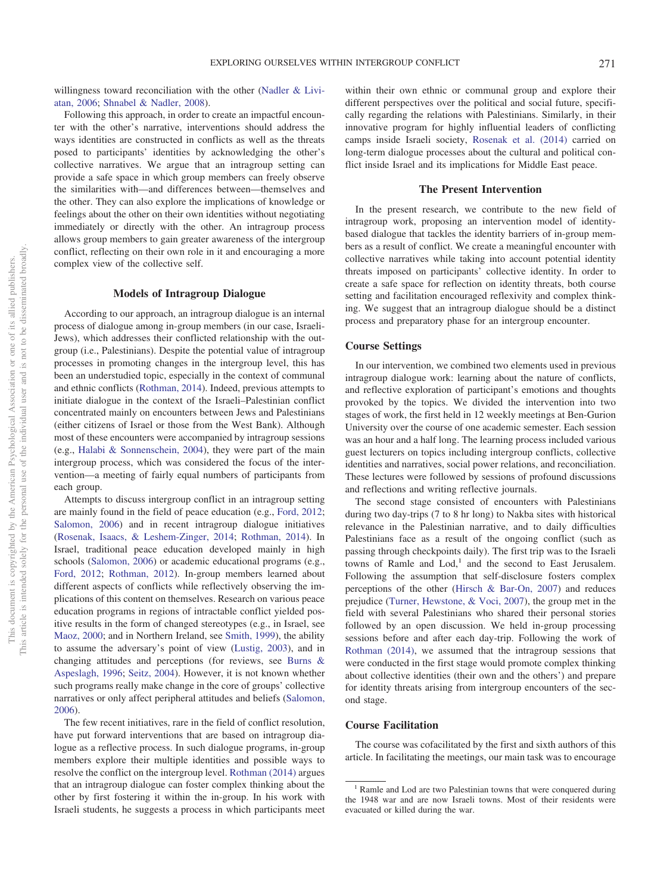willingness toward reconciliation with the other (Nadler & Liviatan, 2006; Shnabel & Nadler, 2008).

Following this approach, in order to create an impactful encounter with the other's narrative, interventions should address the ways identities are constructed in conflicts as well as the threats posed to participants' identities by acknowledging the other's collective narratives. We argue that an intragroup setting can provide a safe space in which group members can freely observe the similarities with—and differences between—themselves and the other. They can also explore the implications of knowledge or feelings about the other on their own identities without negotiating immediately or directly with the other. An intragroup process allows group members to gain greater awareness of the intergroup conflict, reflecting on their own role in it and encouraging a more complex view of the collective self.

## Models of Intragroup Dialogue

According to our approach, an intragroup dialogue is an internal process of dialogue among in-group members (in our case, Israeli-Jews), which addresses their conflicted relationship with the outgroup (i.e., Palestinians). Despite the potential value of intragroup processes in promoting changes in the intergroup level, this has been an understudied topic, especially in the context of communal and ethnic conflicts (Rothman, 2014). Indeed, previous attempts to initiate dialogue in the context of the Israeli–Palestinian conflict concentrated mainly on encounters between Jews and Palestinians (either citizens of Israel or those from the West Bank). Although most of these encounters were accompanied by intragroup sessions (e.g., Halabi & Sonnenschein, 2004), they were part of the main intergroup process, which was considered the focus of the intervention—a meeting of fairly equal numbers of participants from each group.

Attempts to discuss intergroup conflict in an intragroup setting are mainly found in the field of peace education (e.g., Ford, 2012; Salomon, 2006) and in recent intragroup dialogue initiatives (Rosenak, Isaacs, & Leshem-Zinger, 2014; Rothman, 2014). In Israel, traditional peace education developed mainly in high schools (Salomon, 2006) or academic educational programs (e.g., Ford, 2012; Rothman, 2012). In-group members learned about different aspects of conflicts while reflectively observing the implications of this content on themselves. Research on various peace education programs in regions of intractable conflict yielded positive results in the form of changed stereotypes (e.g., in Israel, see Maoz, 2000; and in Northern Ireland, see Smith, 1999), the ability to assume the adversary's point of view (Lustig, 2003), and in changing attitudes and perceptions (for reviews, see Burns & Aspeslagh, 1996; Seitz, 2004). However, it is not known whether such programs really make change in the core of groups' collective narratives or only affect peripheral attitudes and beliefs (Salomon, 2006).

The few recent initiatives, rare in the field of conflict resolution, have put forward interventions that are based on intragroup dialogue as a reflective process. In such dialogue programs, in-group members explore their multiple identities and possible ways to resolve the conflict on the intergroup level. Rothman (2014) argues that an intragroup dialogue can foster complex thinking about the other by first fostering it within the in-group. In his work with Israeli students, he suggests a process in which participants meet within their own ethnic or communal group and explore their different perspectives over the political and social future, specifically regarding the relations with Palestinians. Similarly, in their innovative program for highly influential leaders of conflicting camps inside Israeli society, Rosenak et al. (2014) carried on long-term dialogue processes about the cultural and political conflict inside Israel and its implications for Middle East peace.

## The Present Intervention

In the present research, we contribute to the new field of intragroup work, proposing an intervention model of identity-based dialogue that tackles the identity barriers of in-group members as a result of conflict. We create a meaningful encounter with collective narratives while taking into account potential identity threats imposed on participants' collective identity. In order to create a safe space for reflection on identity threats, both course setting and facilitation encouraged reflexivity and complex thinking. We suggest that an intragroup dialogue should be a distinct process and preparatory phase for an intergroup encounter.

### Course Settings

In our intervention, we combined two elements used in previous intragroup dialogue work: learning about the nature of conflicts, and reflective exploration of participant's emotions and thoughts provoked by the topics. We divided the intervention into two stages of work, the first held in 12 weekly meetings at Ben-Gurion University over the course of one academic semester. Each session was an hour and a half long. The learning process included various guest lecturers on topics including intergroup conflicts, collective identities and narratives, social power relations, and reconciliation. These lectures were followed by sessions of profound discussions and reflections and writing reflective journals.

The second stage consisted of encounters with Palestinians during two day-trips (7 to 8 hr long) to Nakba sites with historical relevance in the Palestinian narrative, and to daily difficulties Palestinians face as a result of the ongoing conflict (such as passing through checkpoints daily). The first trip was to the Israeli towns of Ramle and Lod,[1] and the second to East Jerusalem. Following the assumption that self-disclosure fosters complex perceptions of the other (Hirsch & Bar-On, 2007) and reduces prejudice (Turner, Hewstone, & Voci, 2007), the group met in the field with several Palestinians who shared their personal stories followed by an open discussion. We held in-group processing sessions before and after each day-trip. Following the work of Rothman (2014), we assumed that the intragroup sessions that were conducted in the first stage would promote complex thinking about collective identities (their own and the others') and prepare for identity threats arising from intergroup encounters of the second stage.

### Course Facilitation

The course was cofacilitated by the first and sixth authors of this article. In facilitating the meetings, our main task was to encourage

[1] Ramle and Lod are two Palestinian towns that were conquered during the 1948 war and are now Israeli towns. Most of their residents were evacuated or killed during the war.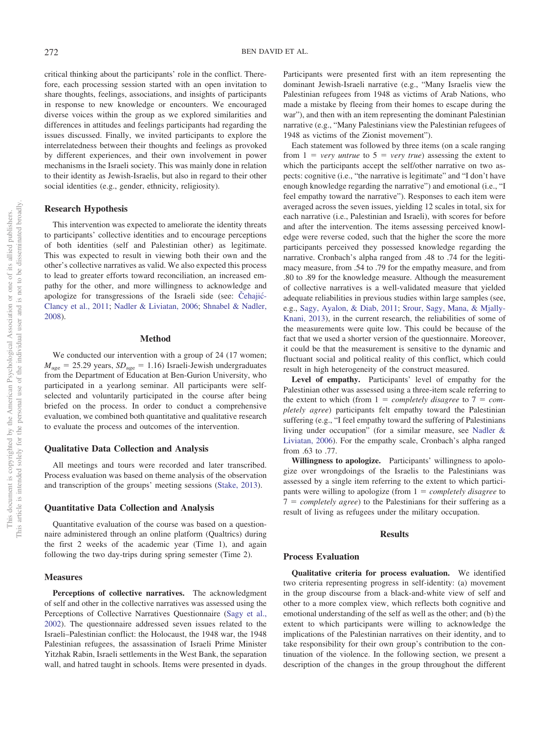critical thinking about the participants' role in the conflict. Therefore, each processing session started with an open invitation to share thoughts, feelings, associations, and insights of participants in response to new knowledge or encounters. We encouraged diverse voices within the group as we explored similarities and differences in attitudes and feelings participants had regarding the issues discussed. Finally, we invited participants to explore the interrelatedness between their thoughts and feelings as provoked by different experiences, and their own involvement in power mechanisms in the Israeli society. This was mainly done in relation to their identity as Jewish-Israelis, but also in regard to their other social identities (e.g., gender, ethnicity, religiosity).

### Research Hypothesis

This intervention was expected to ameliorate the identity threats to participants' collective identities and to encourage perceptions of both identities (self and Palestinian other) as legitimate. This was expected to result in viewing both their own and the other's collective narratives as valid. We also expected this process to lead to greater efforts toward reconciliation, an increased empathy for the other, and more willingness to acknowledge and apologize for transgressions of the Israeli side (see: Čehajić-Clancy et al., 2011; Nadler & Liviatan, 2006; Shnabel & Nadler, 2008).

## Method

We conducted our intervention with a group of 24 (17 women; $M_{age}$ = 25.29 years, $SD_{age}$ = 1.16) Israeli-Jewish undergraduates from the Department of Education at Ben-Gurion University, who participated in a yearlong seminar. All participants were self-selected and voluntarily participated in the course after being briefed on the process. In order to conduct a comprehensive evaluation, we combined both quantitative and qualitative research to evaluate the process and outcomes of the intervention.

### Qualitative Data Collection and Analysis

All meetings and tours were recorded and later transcribed. Process evaluation was based on theme analysis of the observation and transcription of the groups' meeting sessions (Stake, 2013).

### Quantitative Data Collection and Analysis

Quantitative evaluation of the course was based on a questionnaire administered through an online platform (Qualtrics) during the first 2 weeks of the academic year (Time 1), and again following the two day-trips during spring semester (Time 2).

### Measures

**Perceptions of collective narratives.** The acknowledgment of self and other in the collective narratives was assessed using the Perceptions of Collective Narratives Questionnaire (Sagy et al., 2002). The questionnaire addressed seven issues related to the Israeli–Palestinian conflict: the Holocaust, the 1948 war, the 1948 Palestinian refugees, the assassination of Israeli Prime Minister Yitzhak Rabin, Israeli settlements in the West Bank, the separation wall, and hatred taught in schools. Items were presented in dyads. Participants were presented first with an item representing the dominant Jewish-Israeli narrative (e.g., "Many Israelis view the Palestinian refugees from 1948 as victims of Arab Nations, who made a mistake by fleeing from their homes to escape during the war"), and then with an item representing the dominant Palestinian narrative (e.g., "Many Palestinians view the Palestinian refugees of 1948 as victims of the Zionist movement").

Each statement was followed by three items (on a scale ranging from 1 = *very untrue* to 5 = *very true*) assessing the extent to which the participants accept the self/other narrative on two aspects: cognitive (i.e., "the narrative is legitimate" and "I don't have enough knowledge regarding the narrative") and emotional (i.e., "I feel empathy toward the narrative"). Responses to each item were averaged across the seven issues, yielding 12 scales in total, six for each narrative (i.e., Palestinian and Israeli), with scores for before and after the intervention. The items assessing perceived knowledge were reverse coded, such that the higher the score the more participants perceived they possessed knowledge regarding the narrative. Cronbach's alpha ranged from .48 to .74 for the legitimacy measure, from .54 to .79 for the empathy measure, and from .80 to .89 for the knowledge measure. Although the measurement of collective narratives is a well-validated measure that yielded adequate reliabilities in previous studies within large samples (see, e.g., Sagy, Ayalon, & Diab, 2011; Srour, Sagy, Mana, & Mjally-Knani, 2013), in the current research, the reliabilities of some of the measurements were quite low. This could be because of the fact that we used a shorter version of the questionnaire. Moreover, it could be that the measurement is sensitive to the dynamic and fluctuant social and political reality of this conflict, which could result in high heterogeneity of the construct measured.

**Level of empathy.** Participants' level of empathy for the Palestinian other was assessed using a three-item scale referring to the extent to which (from 1 = *completely disagree* to 7 = *completely agree*) participants felt empathy toward the Palestinian suffering (e.g., "I feel empathy toward the suffering of Palestinians living under occupation" (for a similar measure, see Nadler & Liviatan, 2006). For the empathy scale, Cronbach's alpha ranged from .63 to .77.

**Willingness to apologize.** Participants' willingness to apologize over wrongdoings of the Israelis to the Palestinians was assessed by a single item referring to the extent to which participants were willing to apologize (from 1 = *completely disagree* to 7 = *completely agree*) to the Palestinians for their suffering as a result of living as refugees under the military occupation.

## Results

### Process Evaluation

**Qualitative criteria for process evaluation.** We identified two criteria representing progress in self-identity: (a) movement in the group discourse from a black-and-white view of self and other to a more complex view, which reflects both cognitive and emotional understanding of the self as well as the other; and (b) the extent to which participants were willing to acknowledge the implications of the Palestinian narratives on their identity, and to take responsibility for their own group's contribution to the continuation of the violence. In the following section, we present a description of the changes in the group throughout the different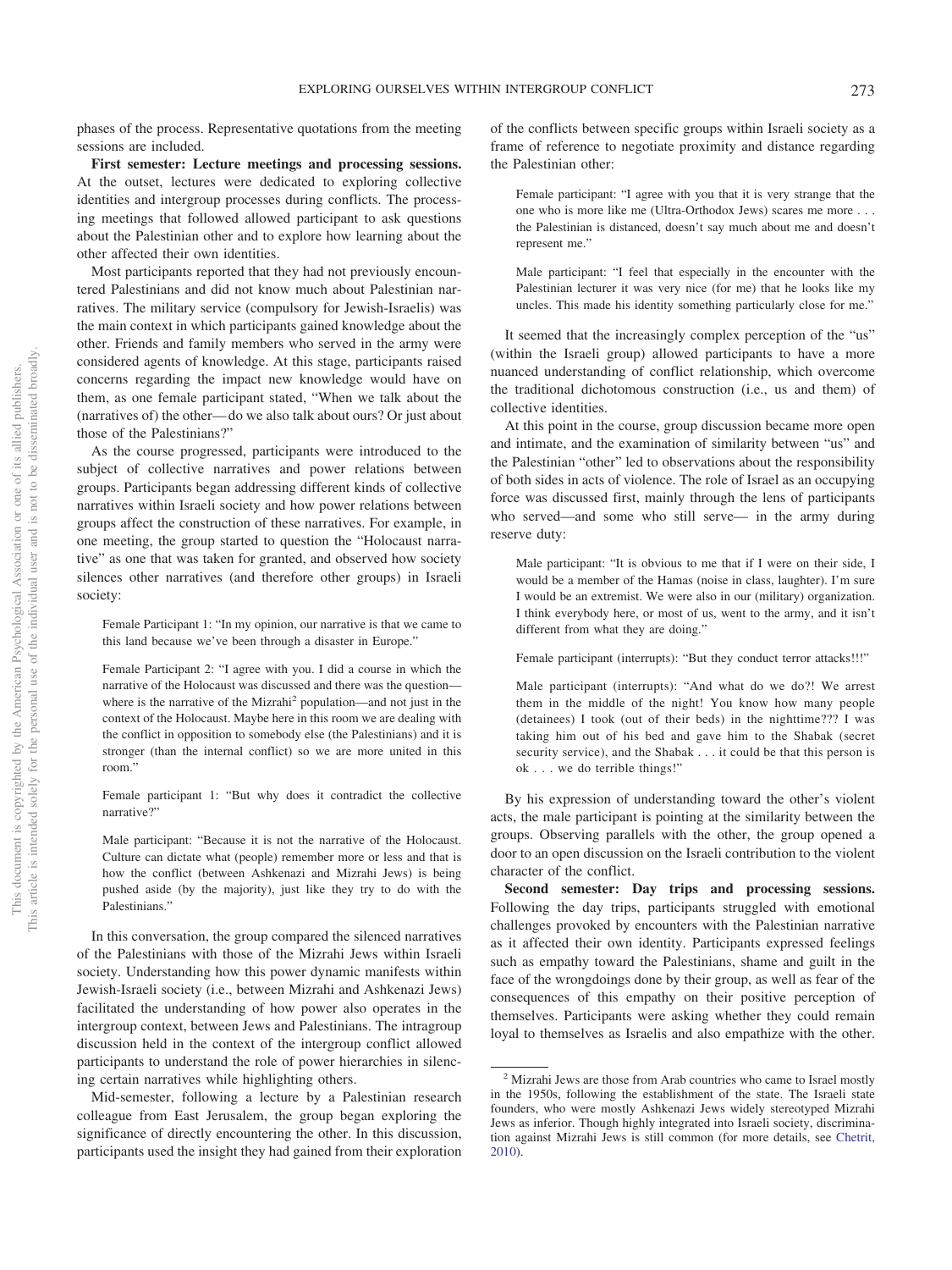phases of the process. Representative quotations from the meeting sessions are included.

**First semester: Lecture meetings and processing sessions.** At the outset, lectures were dedicated to exploring collective identities and intergroup processes during conflicts. The processing meetings that followed allowed participant to ask questions about the Palestinian other and to explore how learning about the other affected their own identities.

Most participants reported that they had not previously encountered Palestinians and did not know much about Palestinian narratives. The military service (compulsory for Jewish-Israelis) was the main context in which participants gained knowledge about the other. Friends and family members who served in the army were considered agents of knowledge. At this stage, participants raised concerns regarding the impact new knowledge would have on them, as one female participant stated, "When we talk about the (narratives of) the other—do we also talk about ours? Or just about those of the Palestinians?"

As the course progressed, participants were introduced to the subject of collective narratives and power relations between groups. Participants began addressing different kinds of collective narratives within Israeli society and how power relations between groups affect the construction of these narratives. For example, in one meeting, the group started to question the "Holocaust narrative" as one that was taken for granted, and observed how society silences other narratives (and therefore other groups) in Israeli society:

> Female Participant 1: "In my opinion, our narrative is that we came to this land because we've been through a disaster in Europe."

> Female Participant 2: "I agree with you. I did a course in which the narrative of the Holocaust was discussed and there was the question—where is the narrative of the Mizrahi[2] population—and not just in the context of the Holocaust. Maybe here in this room we are dealing with the conflict in opposition to somebody else (the Palestinians) and it is stronger (than the internal conflict) so we are more united in this room."

> Female participant 1: "But why does it contradict the collective narrative?"

> Male participant: "Because it is not the narrative of the Holocaust. Culture can dictate what (people) remember more or less and that is how the conflict (between Ashkenazi and Mizrahi Jews) is being pushed aside (by the majority), just like they try to do with the Palestinians."

In this conversation, the group compared the silenced narratives of the Palestinians with those of the Mizrahi Jews within Israeli society. Understanding how this power dynamic manifests within Jewish-Israeli society (i.e., between Mizrahi and Ashkenazi Jews) facilitated the understanding of how power also operates in the intergroup context, between Jews and Palestinians. The intragroup discussion held in the context of the intergroup conflict allowed participants to understand the role of power hierarchies in silencing certain narratives while highlighting others.

Mid-semester, following a lecture by a Palestinian research colleague from East Jerusalem, the group began exploring the significance of directly encountering the other. In this discussion, participants used the insight they had gained from their exploration of the conflicts between specific groups within Israeli society as a frame of reference to negotiate proximity and distance regarding the Palestinian other:

> Female participant: "I agree with you that it is very strange that the one who is more like me (Ultra-Orthodox Jews) scares me more . . . the Palestinian is distanced, doesn't say much about me and doesn't represent me."

> Male participant: "I feel that especially in the encounter with the Palestinian lecturer it was very nice (for me) that he looks like my uncles. This made his identity something particularly close for me."

It seemed that the increasingly complex perception of the "us" (within the Israeli group) allowed participants to have a more nuanced understanding of conflict relationship, which overcome the traditional dichotomous construction (i.e., us and them) of collective identities.

At this point in the course, group discussion became more open and intimate, and the examination of similarity between "us" and the Palestinian "other" led to observations about the responsibility of both sides in acts of violence. The role of Israel as an occupying force was discussed first, mainly through the lens of participants who served—and some who still serve— in the army during reserve duty:

> Male participant: "It is obvious to me that if I were on their side, I would be a member of the Hamas (noise in class, laughter). I'm sure I would be an extremist. We were also in our (military) organization. I think everybody here, or most of us, went to the army, and it isn't different from what they are doing."

> Female participant (interrupts): "But they conduct terror attacks!!!"

> Male participant (interrupts): "And what do we do?! We arrest them in the middle of the night! You know how many people (detainees) I took (out of their beds) in the nighttime??? I was taking him out of his bed and gave him to the Shabak (secret security service), and the Shabak . . . it could be that this person is ok . . . we do terrible things!"

By his expression of understanding toward the other's violent acts, the male participant is pointing at the similarity between the groups. Observing parallels with the other, the group opened a door to an open discussion on the Israeli contribution to the violent character of the conflict.

**Second semester: Day trips and processing sessions.** Following the day trips, participants struggled with emotional challenges provoked by encounters with the Palestinian narrative as it affected their own identity. Participants expressed feelings such as empathy toward the Palestinians, shame and guilt in the face of the wrongdoings done by their group, as well as fear of the consequences of this empathy on their positive perception of themselves. Participants were asking whether they could remain loyal to themselves as Israelis and also empathize with the other.

[2] Mizrahi Jews are those from Arab countries who came to Israel mostly in the 1950s, following the establishment of the state. The Israeli state founders, who were mostly Ashkenazi Jews widely stereotyped Mizrahi Jews as inferior. Though highly integrated into Israeli society, discrimination against Mizrahi Jews is still common (for more details, see Chetrit, 2010).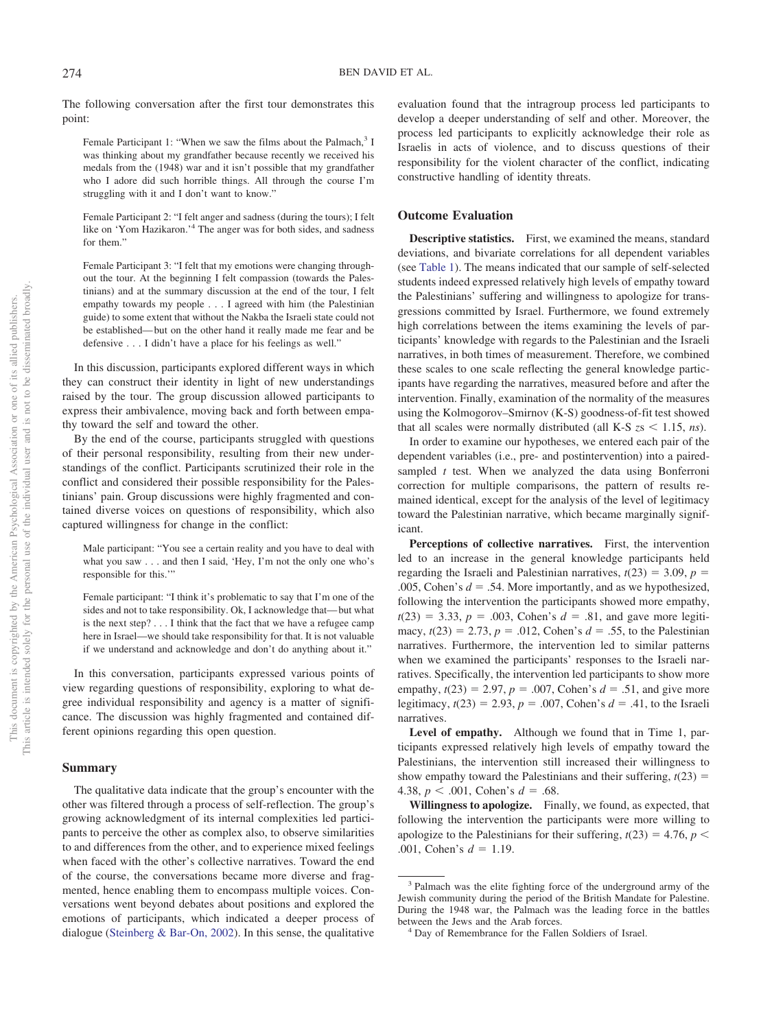The following conversation after the first tour demonstrates this point:

> Female Participant 1: "When we saw the films about the Palmach,[3] I was thinking about my grandfather because recently we received his medals from the (1948) war and it isn't possible that my grandfather who I adore did such horrible things. All through the course I'm struggling with it and I don't want to know."

> Female Participant 2: "I felt anger and sadness (during the tours); I felt like on 'Yom Hazikaron.'[4] The anger was for both sides, and sadness for them."

> Female Participant 3: "I felt that my emotions were changing throughout the tour. At the beginning I felt compassion (towards the Palestinians) and at the summary discussion at the end of the tour, I felt empathy towards my people . . . I agreed with him (the Palestinian guide) to some extent that without the Nakba the Israeli state could not be established—but on the other hand it really made me fear and be defensive . . . I didn't have a place for his feelings as well."

In this discussion, participants explored different ways in which they can construct their identity in light of new understandings raised by the tour. The group discussion allowed participants to express their ambivalence, moving back and forth between empathy toward the self and toward the other.

By the end of the course, participants struggled with questions of their personal responsibility, resulting from their new understandings of the conflict. Participants scrutinized their role in the conflict and considered their possible responsibility for the Palestinians' pain. Group discussions were highly fragmented and contained diverse voices on questions of responsibility, which also captured willingness for change in the conflict:

> Male participant: "You see a certain reality and you have to deal with what you saw . . . and then I said, 'Hey, I'm not the only one who's responsible for this.'"

> Female participant: "I think it's problematic to say that I'm one of the sides and not to take responsibility. Ok, I acknowledge that—but what is the next step? . . . I think that the fact that we have a refugee camp here in Israel—we should take responsibility for that. It is not valuable if we understand and acknowledge and don't do anything about it."

In this conversation, participants expressed various points of view regarding questions of responsibility, exploring to what degree individual responsibility and agency is a matter of significance. The discussion was highly fragmented and contained different opinions regarding this open question.

## Summary

The qualitative data indicate that the group's encounter with the other was filtered through a process of self-reflection. The group's growing acknowledgment of its internal complexities led participants to perceive the other as complex also, to observe similarities to and differences from the other, and to experience mixed feelings when faced with the other's collective narratives. Toward the end of the course, the conversations became more diverse and fragmented, hence enabling them to encompass multiple voices. Conversations went beyond debates about positions and explored the emotions of participants, which indicated a deeper process of dialogue (Steinberg & Bar-On, 2002). In this sense, the qualitative evaluation found that the intragroup process led participants to develop a deeper understanding of self and other. Moreover, the process led participants to explicitly acknowledge their role as Israelis in acts of violence, and to discuss questions of their responsibility for the violent character of the conflict, indicating constructive handling of identity threats.

## Outcome Evaluation

**Descriptive statistics.** First, we examined the means, standard deviations, and bivariate correlations for all dependent variables (see Table 1). The means indicated that our sample of self-selected students indeed expressed relatively high levels of empathy toward the Palestinians' suffering and willingness to apologize for transgressions committed by Israel. Furthermore, we found extremely high correlations between the items examining the levels of participants' knowledge with regards to the Palestinian and the Israeli narratives, in both times of measurement. Therefore, we combined these scales to one scale reflecting the general knowledge participants have regarding the narratives, measured before and after the intervention. Finally, examination of the normality of the measures using the Kolmogorov–Smirnov (K-S) goodness-of-fit test showed that all scales were normally distributed (all K-S $zs < 1.15$, *ns*).

In order to examine our hypotheses, we entered each pair of the dependent variables (i.e., pre- and postintervention) into a paired-sampled *t* test. When we analyzed the data using Bonferroni correction for multiple comparisons, the pattern of results remained identical, except for the analysis of the level of legitimacy toward the Palestinian narrative, which became marginally significant.

**Perceptions of collective narratives.** First, the intervention led to an increase in the general knowledge participants held regarding the Israeli and Palestinian narratives, $t(23) = 3.09$, $p = .005$, Cohen's $d = .54$. More importantly, and as we hypothesized, following the intervention the participants showed more empathy, $t(23) = 3.33$, $p = .003$, Cohen's $d = .81$, and gave more legitimacy, $t(23) = 2.73$, $p = .012$, Cohen's $d = .55$, to the Palestinian narratives. Furthermore, the intervention led to similar patterns when we examined the participants' responses to the Israeli narratives. Specifically, the intervention led participants to show more empathy, $t(23) = 2.97$, $p = .007$, Cohen's $d = .51$, and give more legitimacy, $t(23) = 2.93$, $p = .007$, Cohen's $d = .41$, to the Israeli narratives.

**Level of empathy.** Although we found that in Time 1, participants expressed relatively high levels of empathy toward the Palestinians, the intervention still increased their willingness to show empathy toward the Palestinians and their suffering, $t(23) = 4.38$, $p < .001$, Cohen's $d = .68$.

**Willingness to apologize.** Finally, we found, as expected, that following the intervention the participants were more willing to apologize to the Palestinians for their suffering, $t(23) = 4.76$, $p < .001$, Cohen's $d = 1.19$.

---

[3] Palmach was the elite fighting force of the underground army of the Jewish community during the period of the British Mandate for Palestine. During the 1948 war, the Palmach was the leading force in the battles between the Jews and the Arab forces.

[4] Day of Remembrance for the Fallen Soldiers of Israel.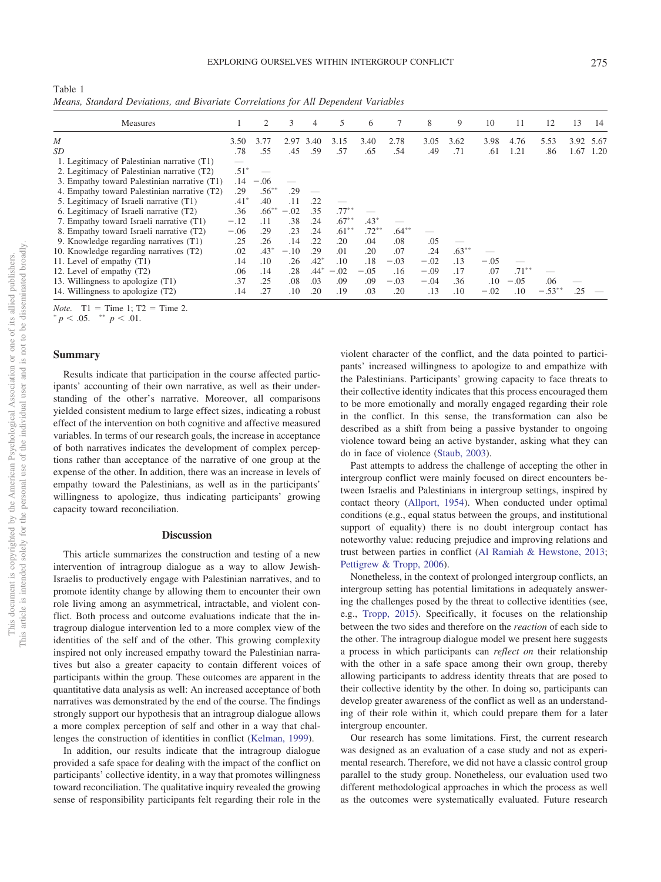Table 1
*Means, Standard Deviations, and Bivariate Correlations for All Dependent Variables*

| Measures | 1 | 2 | 3 | 4 | 5 | 6 | 7 | 8 | 9 | 10 | 11 | 12 | 13 | 14 |
|---|---|---|---|---|---|---|---|---|---|---|---|---|---|---|
| *M* | 3.50 | 3.77 | 2.97 | 3.40 | 3.15 | 3.40 | 2.78 | 3.05 | 3.62 | 3.98 | 4.76 | 5.53 | 3.92 | 5.67 |
| *SD* | .78 | .55 | .45 | .59 | .57 | .65 | .54 | .49 | .71 | .61 | 1.21 | .86 | 1.67 | 1.20 |
| 1. Legitimacy of Palestinian narrative (T1) | — | | | | | | | | | | | | | |
| 2. Legitimacy of Palestinian narrative (T2) | .51* | — | | | | | | | | | | | | |
| 3. Empathy toward Palestinian narrative (T1) | .14 | −.06 | — | | | | | | | | | | | |
| 4. Empathy toward Palestinian narrative (T2) | .29 | .56** | .29 | — | | | | | | | | | | |
| 5. Legitimacy of Israeli narrative (T1) | .41* | .40 | .11 | .22 | — | | | | | | | | | |
| 6. Legitimacy of Israeli narrative (T2) | .36 | .66** | −.02 | .35 | .77** | — | | | | | | | | |
| 7. Empathy toward Israeli narrative (T1) | −.12 | .11 | .38 | .24 | .67** | .43* | — | | | | | | | |
| 8. Empathy toward Israeli narrative (T2) | −.06 | .29 | .23 | .24 | .61** | .72** | .64** | — | | | | | | |
| 9. Knowledge regarding narratives (T1) | .25 | .26 | .14 | .22 | .20 | .04 | .08 | .05 | — | | | | | |
| 10. Knowledge regarding narratives (T2) | .02 | .43* | −.10 | .29 | .01 | .20 | .07 | .24 | .63** | — | | | | |
| 11. Level of empathy (T1) | .14 | .10 | .26 | .42* | .10 | .18 | −.03 | −.02 | .13 | −.05 | — | | | |
| 12. Level of empathy (T2) | .06 | .14 | .28 | .44* | −.02 | −.05 | .16 | −.09 | .17 | .07 | .71** | — | | |
| 13. Willingness to apologize (T1) | .37 | .25 | .08 | .09 | .09 | .09 | −.03 | −.04 | .36 | .10 | −.05 | .06 | — | |
| 14. Willingness to apologize (T2) | .14 | .27 | .10 | .20 | .19 | .03 | .20 | .13 | .10 | −.02 | .10 | −.53** | .25 | — |

*Note.* T1 = Time 1; T2 = Time 2.
\* $p < .05$. \*\* $p < .01$.

## Summary

Results indicate that participation in the course affected participants' accounting of their own narrative, as well as their understanding of the other's narrative. Moreover, all comparisons yielded consistent medium to large effect sizes, indicating a robust effect of the intervention on both cognitive and affective measured variables. In terms of our research goals, the increase in acceptance of both narratives indicates the development of complex perceptions rather than acceptance of the narrative of one group at the expense of the other. In addition, there was an increase in levels of empathy toward the Palestinians, as well as in the participants' willingness to apologize, thus indicating participants' growing capacity toward reconciliation.

## Discussion

This article summarizes the construction and testing of a new intervention of intragroup dialogue as a way to allow Jewish-Israelis to productively engage with Palestinian narratives, and to promote identity change by allowing them to encounter their own role living among an asymmetrical, intractable, and violent conflict. Both process and outcome evaluations indicate that the intragroup dialogue intervention led to a more complex view of the identities of the self and of the other. This growing complexity inspired not only increased empathy toward the Palestinian narratives but also a greater capacity to contain different voices of participants within the group. These outcomes are apparent in the quantitative data analysis as well: An increased acceptance of both narratives was demonstrated by the end of the course. The findings strongly support our hypothesis that an intragroup dialogue allows a more complex perception of self and other in a way that challenges the construction of identities in conflict (Kelman, 1999).

In addition, our results indicate that the intragroup dialogue provided a safe space for dealing with the impact of the conflict on participants' collective identity, in a way that promotes willingness toward reconciliation. The qualitative inquiry revealed the growing sense of responsibility participants felt regarding their role in the violent character of the conflict, and the data pointed to participants' increased willingness to apologize to and empathize with the Palestinians. Participants' growing capacity to face threats to their collective identity indicates that this process encouraged them to be more emotionally and morally engaged regarding their role in the conflict. In this sense, the transformation can also be described as a shift from being a passive bystander to ongoing violence toward being an active bystander, asking what they can do in face of violence (Staub, 2003).

Past attempts to address the challenge of accepting the other in intergroup conflict were mainly focused on direct encounters between Israelis and Palestinians in intergroup settings, inspired by contact theory (Allport, 1954). When conducted under optimal conditions (e.g., equal status between the groups, and institutional support of equality) there is no doubt intergroup contact has noteworthy value: reducing prejudice and improving relations and trust between parties in conflict (Al Ramiah & Hewstone, 2013; Pettigrew & Tropp, 2006).

Nonetheless, in the context of prolonged intergroup conflicts, an intergroup setting has potential limitations in adequately answering the challenges posed by the threat to collective identities (see, e.g., Tropp, 2015). Specifically, it focuses on the relationship between the two sides and therefore on the *reaction* of each side to the other. The intragroup dialogue model we present here suggests a process in which participants can *reflect on* their relationship with the other in a safe space among their own group, thereby allowing participants to address identity threats that are posed to their collective identity by the other. In doing so, participants can develop greater awareness of the conflict as well as an understanding of their role within it, which could prepare them for a later intergroup encounter.

Our research has some limitations. First, the current research was designed as an evaluation of a case study and not as experimental research. Therefore, we did not have a classic control group parallel to the study group. Nonetheless, our evaluation used two different methodological approaches in which the process as well as the outcomes were systematically evaluated. Future research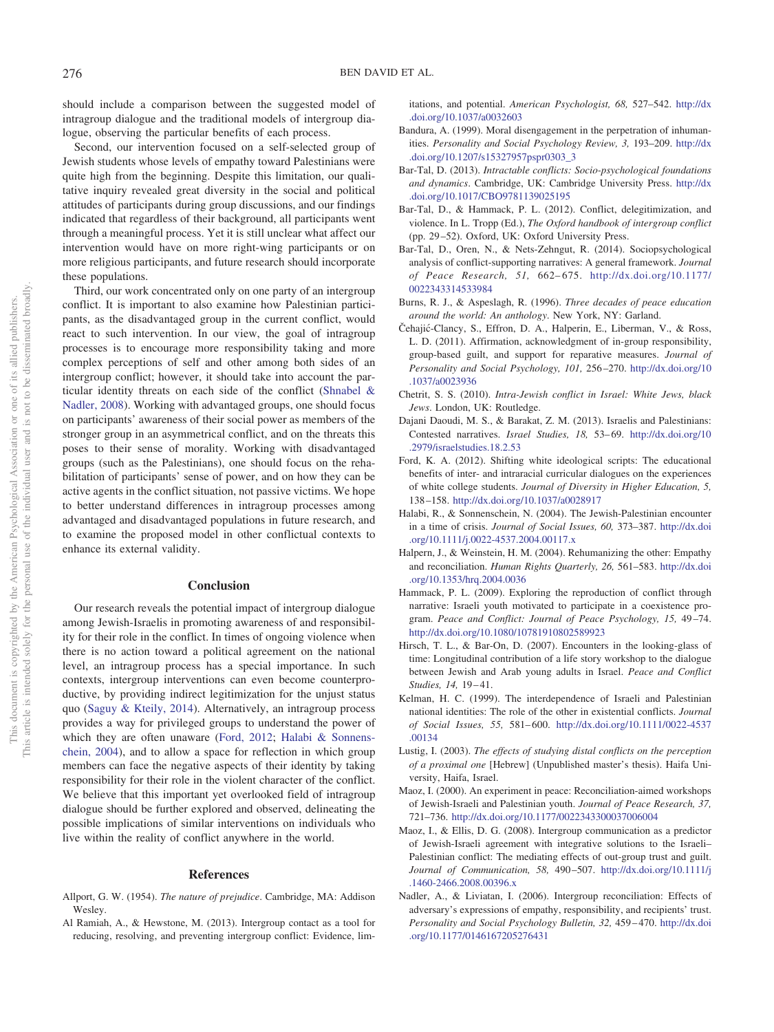should include a comparison between the suggested model of intragroup dialogue and the traditional models of intergroup dialogue, observing the particular benefits of each process.

Second, our intervention focused on a self-selected group of Jewish students whose levels of empathy toward Palestinians were quite high from the beginning. Despite this limitation, our qualitative inquiry revealed great diversity in the social and political attitudes of participants during group discussions, and our findings indicated that regardless of their background, all participants went through a meaningful process. Yet it is still unclear what affect our intervention would have on more right-wing participants or on more religious participants, and future research should incorporate these populations.

Third, our work concentrated only on one party of an intergroup conflict. It is important to also examine how Palestinian participants, as the disadvantaged group in the current conflict, would react to such intervention. In our view, the goal of intragroup processes is to encourage more responsibility taking and more complex perceptions of self and other among both sides of an intergroup conflict; however, it should take into account the particular identity threats on each side of the conflict (Shnabel & Nadler, 2008). Working with advantaged groups, one should focus on participants' awareness of their social power as members of the stronger group in an asymmetrical conflict, and on the threats this poses to their sense of morality. Working with disadvantaged groups (such as the Palestinians), one should focus on the rehabilitation of participants' sense of power, and on how they can be active agents in the conflict situation, not passive victims. We hope to better understand differences in intragroup processes among advantaged and disadvantaged populations in future research, and to examine the proposed model in other conflictual contexts to enhance its external validity.

## Conclusion

Our research reveals the potential impact of intergroup dialogue among Jewish-Israelis in promoting awareness of and responsibility for their role in the conflict. In times of ongoing violence when there is no action toward a political agreement on the national level, an intragroup process has a special importance. In such contexts, intergroup interventions can even become counterproductive, by providing indirect legitimization for the unjust status quo (Saguy & Kteily, 2014). Alternatively, an intragroup process provides a way for privileged groups to understand the power of which they are often unaware (Ford, 2012; Halabi & Sonnenschein, 2004), and to allow a space for reflection in which group members can face the negative aspects of their identity by taking responsibility for their role in the violent character of the conflict. We believe that this important yet overlooked field of intragroup dialogue should be further explored and observed, delineating the possible implications of similar interventions on individuals who live within the reality of conflict anywhere in the world.

## References

Allport, G. W. (1954). *The nature of prejudice*. Cambridge, MA: Addison Wesley.

Al Ramiah, A., & Hewstone, M. (2013). Intergroup contact as a tool for reducing, resolving, and preventing intergroup conflict: Evidence, limitations, and potential. *American Psychologist, 68,* 527–542. http://dx.doi.org/10.1037/a0032603

Bandura, A. (1999). Moral disengagement in the perpetration of inhumanities. *Personality and Social Psychology Review, 3,* 193–209. http://dx.doi.org/10.1207/s15327957pspr0303_3

Bar-Tal, D. (2013). *Intractable conflicts: Socio-psychological foundations and dynamics*. Cambridge, UK: Cambridge University Press. http://dx.doi.org/10.1017/CBO9781139025195

Bar-Tal, D., & Hammack, P. L. (2012). Conflict, delegitimization, and violence. In L. Tropp (Ed.), *The Oxford handbook of intergroup conflict* (pp. 29–52). Oxford, UK: Oxford University Press.

Bar-Tal, D., Oren, N., & Nets-Zehngut, R. (2014). Sociopsychological analysis of conflict-supporting narratives: A general framework. *Journal of Peace Research, 51,* 662–675. http://dx.doi.org/10.1177/0022343314533984

Burns, R. J., & Aspeslagh, R. (1996). *Three decades of peace education around the world: An anthology*. New York, NY: Garland.

Čehajić-Clancy, S., Effron, D. A., Halperin, E., Liberman, V., & Ross, L. D. (2011). Affirmation, acknowledgment of in-group responsibility, group-based guilt, and support for reparative measures. *Journal of Personality and Social Psychology, 101,* 256–270. http://dx.doi.org/10.1037/a0023936

Chetrit, S. S. (2010). *Intra-Jewish conflict in Israel: White Jews, black Jews*. London, UK: Routledge.

Dajani Daoudi, M. S., & Barakat, Z. M. (2013). Israelis and Palestinians: Contested narratives. *Israel Studies, 18,* 53–69. http://dx.doi.org/10.2979/israelstudies.18.2.53

Ford, K. A. (2012). Shifting white ideological scripts: The educational benefits of inter- and intraracial curricular dialogues on the experiences of white college students. *Journal of Diversity in Higher Education, 5,* 138–158. http://dx.doi.org/10.1037/a0028917

Halabi, R., & Sonnenschein, N. (2004). The Jewish-Palestinian encounter in a time of crisis. *Journal of Social Issues, 60,* 373–387. http://dx.doi.org/10.1111/j.0022-4537.2004.00117.x

Halpern, J., & Weinstein, H. M. (2004). Rehumanizing the other: Empathy and reconciliation. *Human Rights Quarterly, 26,* 561–583. http://dx.doi.org/10.1353/hrq.2004.0036

Hammack, P. L. (2009). Exploring the reproduction of conflict through narrative: Israeli youth motivated to participate in a coexistence program. *Peace and Conflict: Journal of Peace Psychology, 15,* 49–74. http://dx.doi.org/10.1080/10781910802589923

Hirsch, T. L., & Bar-On, D. (2007). Encounters in the looking-glass of time: Longitudinal contribution of a life story workshop to the dialogue between Jewish and Arab young adults in Israel. *Peace and Conflict Studies, 14,* 19–41.

Kelman, H. C. (1999). The interdependence of Israeli and Palestinian national identities: The role of the other in existential conflicts. *Journal of Social Issues, 55,* 581–600. http://dx.doi.org/10.1111/0022-4537.00134

Lustig, I. (2003). *The effects of studying distal conflicts on the perception of a proximal one* [Hebrew] (Unpublished master's thesis). Haifa University, Haifa, Israel.

Maoz, I. (2000). An experiment in peace: Reconciliation-aimed workshops of Jewish-Israeli and Palestinian youth. *Journal of Peace Research, 37,* 721–736. http://dx.doi.org/10.1177/0022343300037006004

Maoz, I., & Ellis, D. G. (2008). Intergroup communication as a predictor of Jewish-Israeli agreement with integrative solutions to the Israeli–Palestinian conflict: The mediating effects of out-group trust and guilt. *Journal of Communication, 58,* 490–507. http://dx.doi.org/10.1111/j.1460-2466.2008.00396.x

Nadler, A., & Liviatan, I. (2006). Intergroup reconciliation: Effects of adversary's expressions of empathy, responsibility, and recipients' trust. *Personality and Social Psychology Bulletin, 32,* 459–470. http://dx.doi.org/10.1177/0146167205276431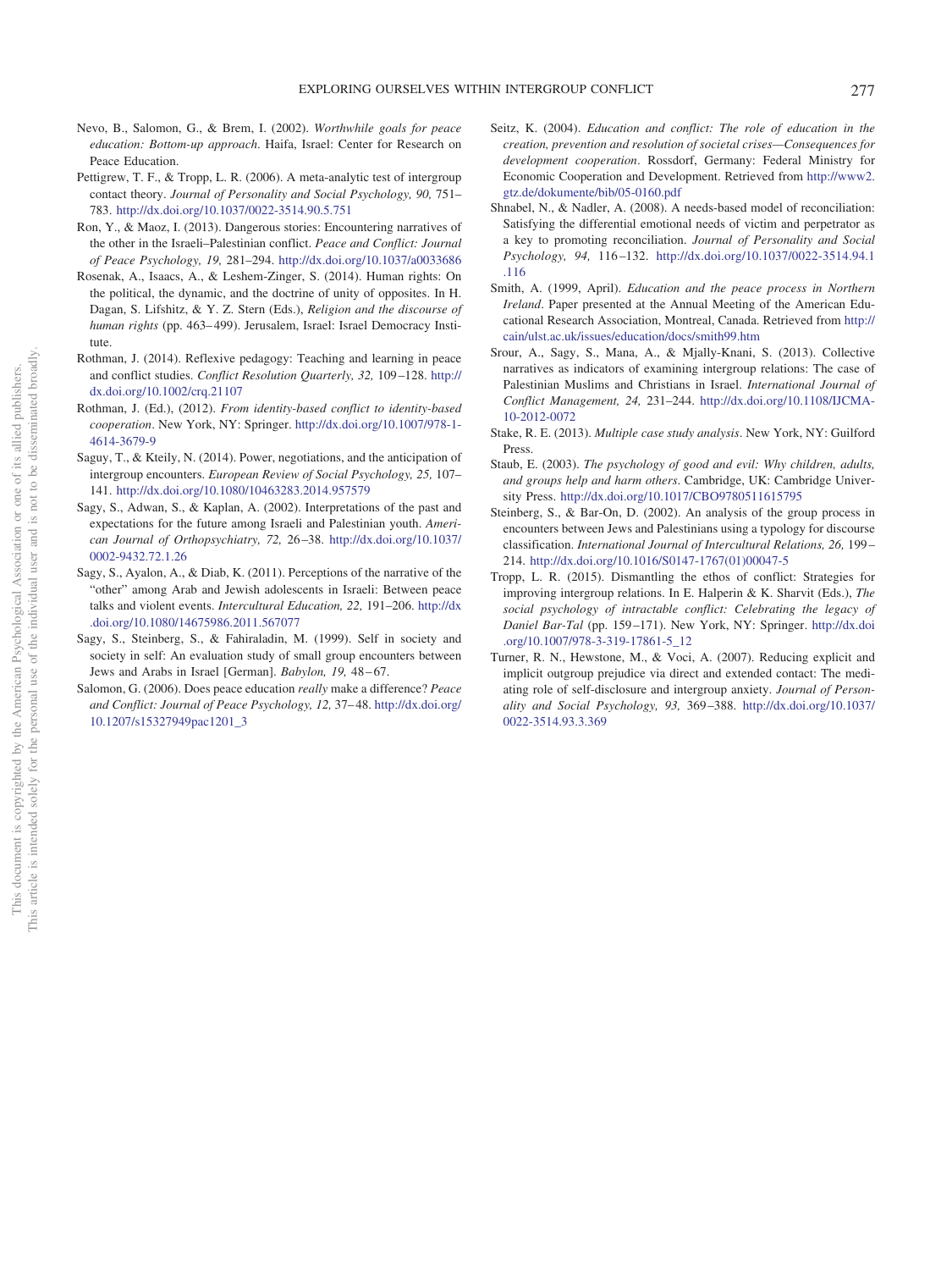Nevo, B., Salomon, G., & Brem, I. (2002). *Worthwhile goals for peace education: Bottom-up approach*. Haifa, Israel: Center for Research on Peace Education.

Pettigrew, T. F., & Tropp, L. R. (2006). A meta-analytic test of intergroup contact theory. *Journal of Personality and Social Psychology, 90,* 751–783. http://dx.doi.org/10.1037/0022-3514.90.5.751

Ron, Y., & Maoz, I. (2013). Dangerous stories: Encountering narratives of the other in the Israeli–Palestinian conflict. *Peace and Conflict: Journal of Peace Psychology, 19,* 281–294. http://dx.doi.org/10.1037/a0033686

Rosenak, A., Isaacs, A., & Leshem-Zinger, S. (2014). Human rights: On the political, the dynamic, and the doctrine of unity of opposites. In H. Dagan, S. Lifshitz, & Y. Z. Stern (Eds.), *Religion and the discourse of human rights* (pp. 463–499). Jerusalem, Israel: Israel Democracy Institute.

Rothman, J. (2014). Reflexive pedagogy: Teaching and learning in peace and conflict studies. *Conflict Resolution Quarterly, 32,* 109–128. http://dx.doi.org/10.1002/crq.21107

Rothman, J. (Ed.), (2012). *From identity-based conflict to identity-based cooperation*. New York, NY: Springer. http://dx.doi.org/10.1007/978-1-4614-3679-9

Saguy, T., & Kteily, N. (2014). Power, negotiations, and the anticipation of intergroup encounters. *European Review of Social Psychology, 25,* 107–141. http://dx.doi.org/10.1080/10463283.2014.957579

Sagy, S., Adwan, S., & Kaplan, A. (2002). Interpretations of the past and expectations for the future among Israeli and Palestinian youth. *American Journal of Orthopsychiatry, 72,* 26–38. http://dx.doi.org/10.1037/0002-9432.72.1.26

Sagy, S., Ayalon, A., & Diab, K. (2011). Perceptions of the narrative of the "other" among Arab and Jewish adolescents in Israeli: Between peace talks and violent events. *Intercultural Education, 22,* 191–206. http://dx.doi.org/10.1080/14675986.2011.567077

Sagy, S., Steinberg, S., & Fahiraladin, M. (1999). Self in society and society in self: An evaluation study of small group encounters between Jews and Arabs in Israel [German]. *Babylon, 19,* 48–67.

Salomon, G. (2006). Does peace education *really* make a difference? *Peace and Conflict: Journal of Peace Psychology, 12,* 37–48. http://dx.doi.org/10.1207/s15327949pac1201_3

Seitz, K. (2004). *Education and conflict: The role of education in the creation, prevention and resolution of societal crises—Consequences for development cooperation*. Rossdorf, Germany: Federal Ministry for Economic Cooperation and Development. Retrieved from http://www2.gtz.de/dokumente/bib/05-0160.pdf

Shnabel, N., & Nadler, A. (2008). A needs-based model of reconciliation: Satisfying the differential emotional needs of victim and perpetrator as a key to promoting reconciliation. *Journal of Personality and Social Psychology, 94,* 116–132. http://dx.doi.org/10.1037/0022-3514.94.1.116

Smith, A. (1999, April). *Education and the peace process in Northern Ireland*. Paper presented at the Annual Meeting of the American Educational Research Association, Montreal, Canada. Retrieved from http://cain/ulst.ac.uk/issues/education/docs/smith99.htm

Srour, A., Sagy, S., Mana, A., & Mjally-Knani, S. (2013). Collective narratives as indicators of examining intergroup relations: The case of Palestinian Muslims and Christians in Israel. *International Journal of Conflict Management, 24,* 231–244. http://dx.doi.org/10.1108/IJCMA-10-2012-0072

Stake, R. E. (2013). *Multiple case study analysis*. New York, NY: Guilford Press.

Staub, E. (2003). *The psychology of good and evil: Why children, adults, and groups help and harm others*. Cambridge, UK: Cambridge University Press. http://dx.doi.org/10.1017/CBO9780511615795

Steinberg, S., & Bar-On, D. (2002). An analysis of the group process in encounters between Jews and Palestinians using a typology for discourse classification. *International Journal of Intercultural Relations, 26,* 199–214. http://dx.doi.org/10.1016/S0147-1767(01)00047-5

Tropp, L. R. (2015). Dismantling the ethos of conflict: Strategies for improving intergroup relations. In E. Halperin & K. Sharvit (Eds.), *The social psychology of intractable conflict: Celebrating the legacy of Daniel Bar-Tal* (pp. 159–171). New York, NY: Springer. http://dx.doi.org/10.1007/978-3-319-17861-5_12

Turner, R. N., Hewstone, M., & Voci, A. (2007). Reducing explicit and implicit outgroup prejudice via direct and extended contact: The mediating role of self-disclosure and intergroup anxiety. *Journal of Personality and Social Psychology, 93,* 369–388. http://dx.doi.org/10.1037/0022-3514.93.3.369